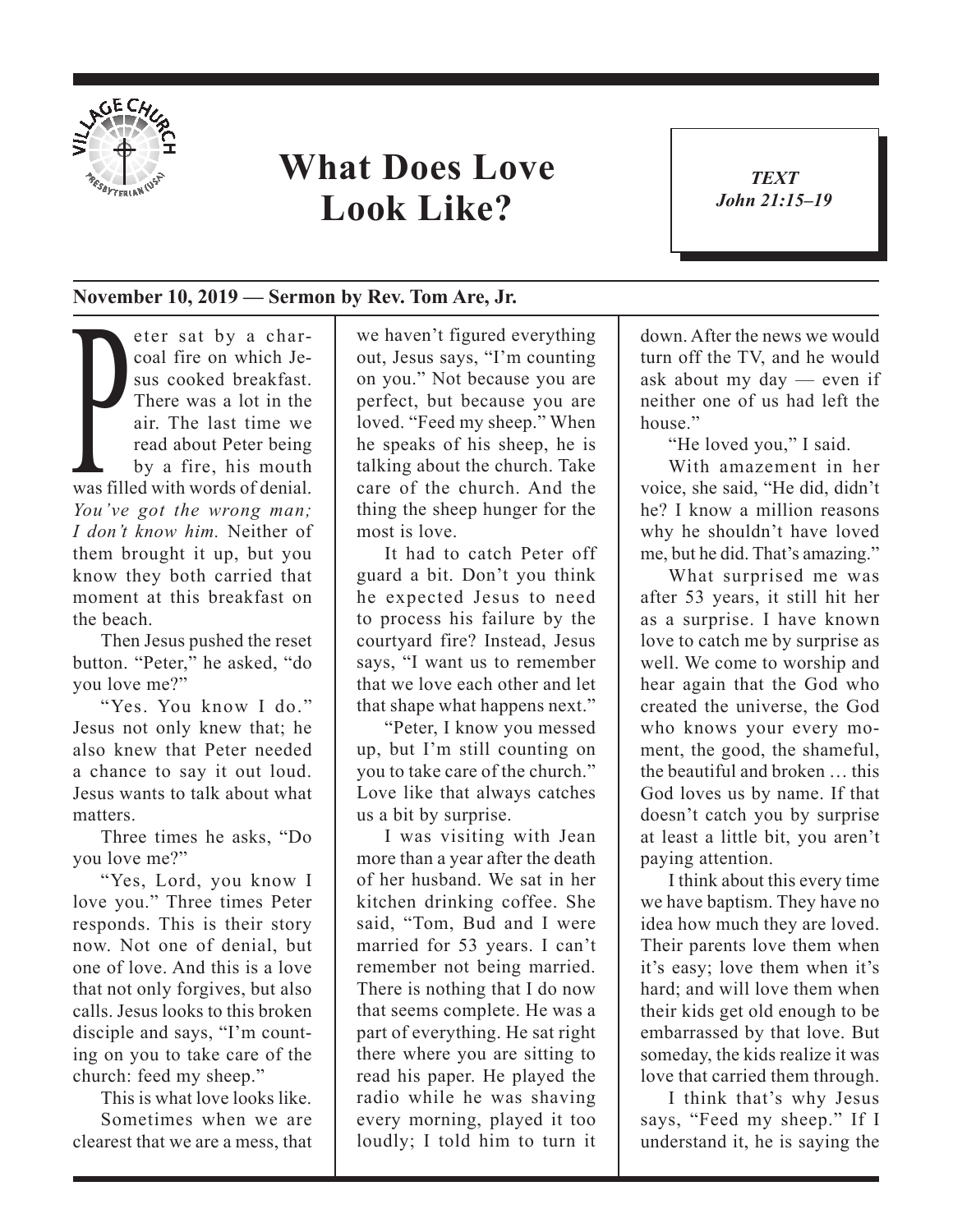# What Does Love Look Like?

*TEXT*
*John 21:15–19*

**November 10, 2019 — Sermon by Rev. Tom Are, Jr.**

Peter sat by a charcoal fire on which Jesus cooked breakfast. There was a lot in the air. The last time we read about Peter being by a fire, his mouth was filled with words of denial. *You've got the wrong man; I don't know him.* Neither of them brought it up, but you know they both carried that moment at this breakfast on the beach.

Then Jesus pushed the reset button. "Peter," he asked, "do you love me?"

"Yes. You know I do." Jesus not only knew that; he also knew that Peter needed a chance to say it out loud. Jesus wants to talk about what matters.

Three times he asks, "Do you love me?"

"Yes, Lord, you know I love you." Three times Peter responds. This is their story now. Not one of denial, but one of love. And this is a love that not only forgives, but also calls. Jesus looks to this broken disciple and says, "I'm counting on you to take care of the church: feed my sheep."

This is what love looks like.

Sometimes when we are clearest that we are a mess, that we haven't figured everything out, Jesus says, "I'm counting on you." Not because you are perfect, but because you are loved. "Feed my sheep." When he speaks of his sheep, he is talking about the church. Take care of the church. And the thing the sheep hunger for the most is love.

It had to catch Peter off guard a bit. Don't you think he expected Jesus to need to process his failure by the courtyard fire? Instead, Jesus says, "I want us to remember that we love each other and let that shape what happens next."

"Peter, I know you messed up, but I'm still counting on you to take care of the church." Love like that always catches us a bit by surprise.

I was visiting with Jean more than a year after the death of her husband. We sat in her kitchen drinking coffee. She said, "Tom, Bud and I were married for 53 years. I can't remember not being married. There is nothing that I do now that seems complete. He was a part of everything. He sat right there where you are sitting to read his paper. He played the radio while he was shaving every morning, played it too loudly; I told him to turn it down. After the news we would turn off the TV, and he would ask about my day — even if neither one of us had left the house."

"He loved you," I said.

With amazement in her voice, she said, "He did, didn't he? I know a million reasons why he shouldn't have loved me, but he did. That's amazing."

What surprised me was after 53 years, it still hit her as a surprise. I have known love to catch me by surprise as well. We come to worship and hear again that the God who created the universe, the God who knows your every moment, the good, the shameful, the beautiful and broken … this God loves us by name. If that doesn't catch you by surprise at least a little bit, you aren't paying attention.

I think about this every time we have baptism. They have no idea how much they are loved. Their parents love them when it's easy; love them when it's hard; and will love them when their kids get old enough to be embarrassed by that love. But someday, the kids realize it was love that carried them through.

I think that's why Jesus says, "Feed my sheep." If I understand it, he is saying the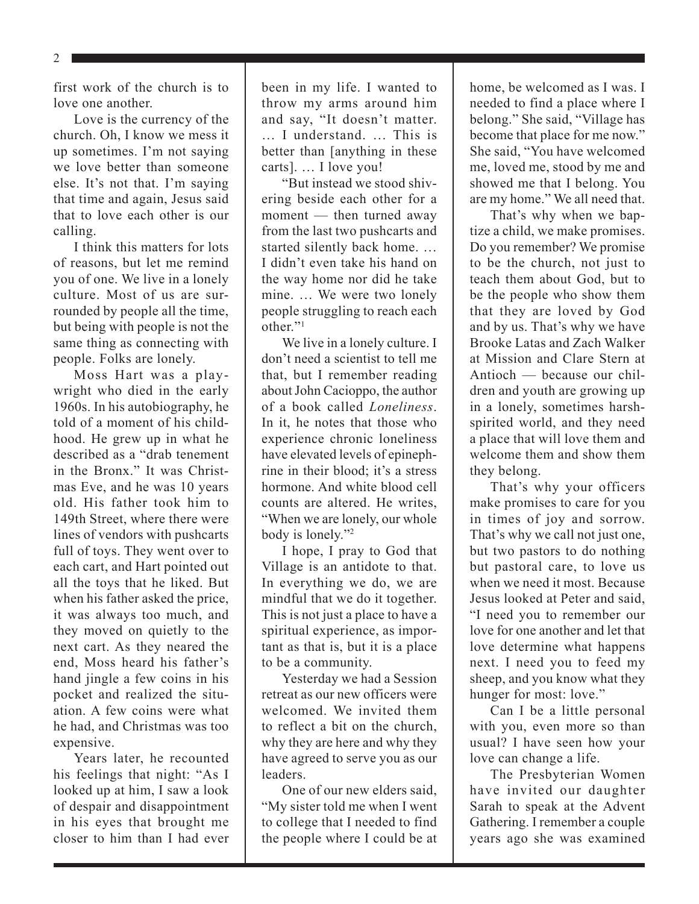first work of the church is to love one another.

Love is the currency of the church. Oh, I know we mess it up sometimes. I'm not saying we love better than someone else. It's not that. I'm saying that time and again, Jesus said that to love each other is our calling.

I think this matters for lots of reasons, but let me remind you of one. We live in a lonely culture. Most of us are surrounded by people all the time, but being with people is not the same thing as connecting with people. Folks are lonely.

Moss Hart was a playwright who died in the early 1960s. In his autobiography, he told of a moment of his childhood. He grew up in what he described as a "drab tenement in the Bronx." It was Christmas Eve, and he was 10 years old. His father took him to 149th Street, where there were lines of vendors with pushcarts full of toys. They went over to each cart, and Hart pointed out all the toys that he liked. But when his father asked the price, it was always too much, and they moved on quietly to the next cart. As they neared the end, Moss heard his father's hand jingle a few coins in his pocket and realized the situation. A few coins were what he had, and Christmas was too expensive.

Years later, he recounted his feelings that night: "As I looked up at him, I saw a look of despair and disappointment in his eyes that brought me closer to him than I had ever been in my life. I wanted to throw my arms around him and say, "It doesn't matter. … I understand. … This is better than [anything in these carts]. … I love you!

"But instead we stood shivering beside each other for a moment — then turned away from the last two pushcarts and started silently back home. … I didn't even take his hand on the way home nor did he take mine. … We were two lonely people struggling to reach each other."[1]

We live in a lonely culture. I don't need a scientist to tell me that, but I remember reading about John Cacioppo, the author of a book called *Loneliness*. In it, he notes that those who experience chronic loneliness have elevated levels of epinephrine in their blood; it's a stress hormone. And white blood cell counts are altered. He writes, "When we are lonely, our whole body is lonely."[2]

I hope, I pray to God that Village is an antidote to that. In everything we do, we are mindful that we do it together. This is not just a place to have a spiritual experience, as important as that is, but it is a place to be a community.

Yesterday we had a Session retreat as our new officers were welcomed. We invited them to reflect a bit on the church, why they are here and why they have agreed to serve you as our leaders.

One of our new elders said, "My sister told me when I went to college that I needed to find the people where I could be at home, be welcomed as I was. I needed to find a place where I belong." She said, "Village has become that place for me now." She said, "You have welcomed me, loved me, stood by me and showed me that I belong. You are my home." We all need that.

That's why when we baptize a child, we make promises. Do you remember? We promise to be the church, not just to teach them about God, but to be the people who show them that they are loved by God and by us. That's why we have Brooke Latas and Zach Walker at Mission and Clare Stern at Antioch — because our children and youth are growing up in a lonely, sometimes harsh-spirited world, and they need a place that will love them and welcome them and show them they belong.

That's why your officers make promises to care for you in times of joy and sorrow. That's why we call not just one, but two pastors to do nothing but pastoral care, to love us when we need it most. Because Jesus looked at Peter and said, "I need you to remember our love for one another and let that love determine what happens next. I need you to feed my sheep, and you know what they hunger for most: love."

Can I be a little personal with you, even more so than usual? I have seen how your love can change a life.

The Presbyterian Women have invited our daughter Sarah to speak at the Advent Gathering. I remember a couple years ago she was examined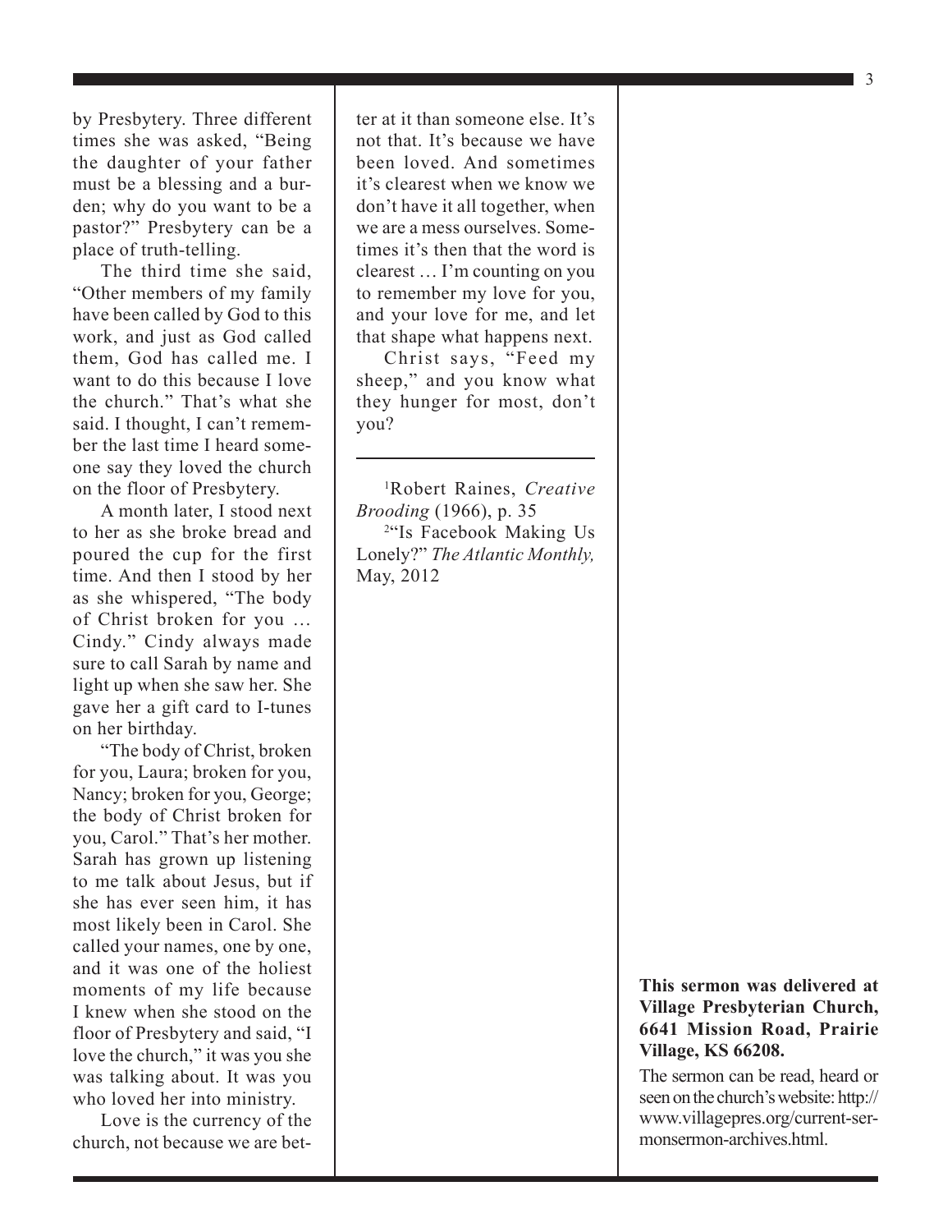by Presbytery. Three different times she was asked, "Being the daughter of your father must be a blessing and a burden; why do you want to be a pastor?" Presbytery can be a place of truth-telling.

The third time she said, "Other members of my family have been called by God to this work, and just as God called them, God has called me. I want to do this because I love the church." That's what she said. I thought, I can't remember the last time I heard someone say they loved the church on the floor of Presbytery.

A month later, I stood next to her as she broke bread and poured the cup for the first time. And then I stood by her as she whispered, "The body of Christ broken for you … Cindy." Cindy always made sure to call Sarah by name and light up when she saw her. She gave her a gift card to I-tunes on her birthday.

"The body of Christ, broken for you, Laura; broken for you, Nancy; broken for you, George; the body of Christ broken for you, Carol." That's her mother. Sarah has grown up listening to me talk about Jesus, but if she has ever seen him, it has most likely been in Carol. She called your names, one by one, and it was one of the holiest moments of my life because I knew when she stood on the floor of Presbytery and said, "I love the church," it was you she was talking about. It was you who loved her into ministry.

Love is the currency of the church, not because we are better at it than someone else. It's not that. It's because we have been loved. And sometimes it's clearest when we know we don't have it all together, when we are a mess ourselves. Sometimes it's then that the word is clearest … I'm counting on you to remember my love for you, and your love for me, and let that shape what happens next.

Christ says, "Feed my sheep," and you know what they hunger for most, don't you?

---

[1]Robert Raines, *Creative Brooding* (1966), p. 35

[2]"Is Facebook Making Us Lonely?" *The Atlantic Monthly,* May, 2012

**This sermon was delivered at Village Presbyterian Church, 6641 Mission Road, Prairie Village, KS 66208.**

The sermon can be read, heard or seen on the church's website: http://www.villagepres.org/current-sermonsermon-archives.html.